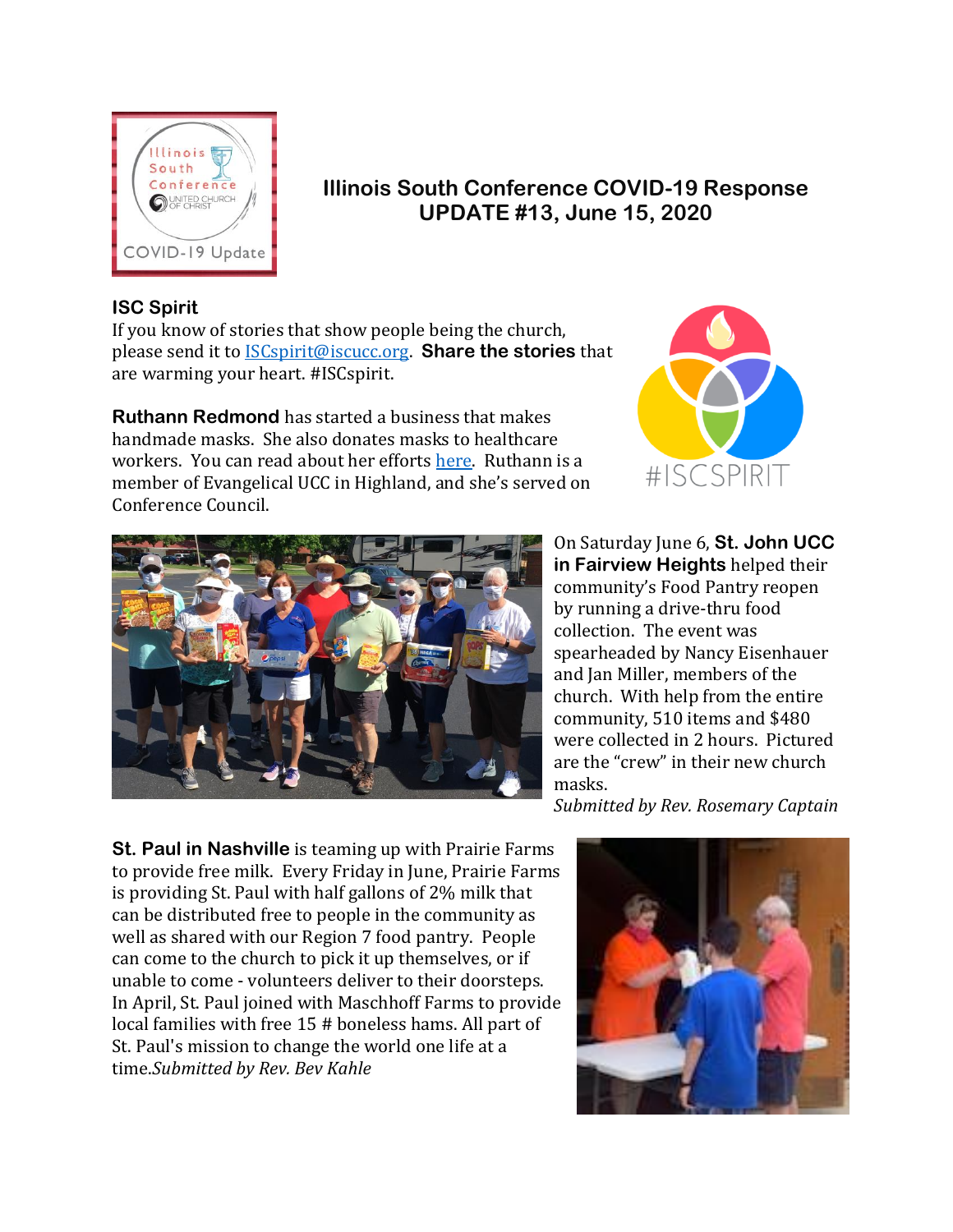# Illinois South Conference COVID-19 Response UPDATE #13, June 15, 2020

## ISC Spirit

If you know of stories that show people being the church, please send it to ISCspirit@iscucc.org. **Share the stories** that are warming your heart. #ISCspirit.

**Ruthann Redmond** has started a business that makes handmade masks. She also donates masks to healthcare workers. You can read about her efforts here. Ruthann is a member of Evangelical UCC in Highland, and she's served on Conference Council.

On Saturday June 6, **St. John UCC in Fairview Heights** helped their community's Food Pantry reopen by running a drive-thru food collection. The event was spearheaded by Nancy Eisenhauer and Jan Miller, members of the church. With help from the entire community, 510 items and $480 were collected in 2 hours. Pictured are the "crew" in their new church masks.
*Submitted by Rev. Rosemary Captain*

**St. Paul in Nashville** is teaming up with Prairie Farms to provide free milk. Every Friday in June, Prairie Farms is providing St. Paul with half gallons of 2% milk that can be distributed free to people in the community as well as shared with our Region 7 food pantry. People can come to the church to pick it up themselves, or if unable to come - volunteers deliver to their doorsteps. In April, St. Paul joined with Maschhoff Farms to provide local families with free 15 # boneless hams. All part of St. Paul's mission to change the world one life at a time.*Submitted by Rev. Bev Kahle*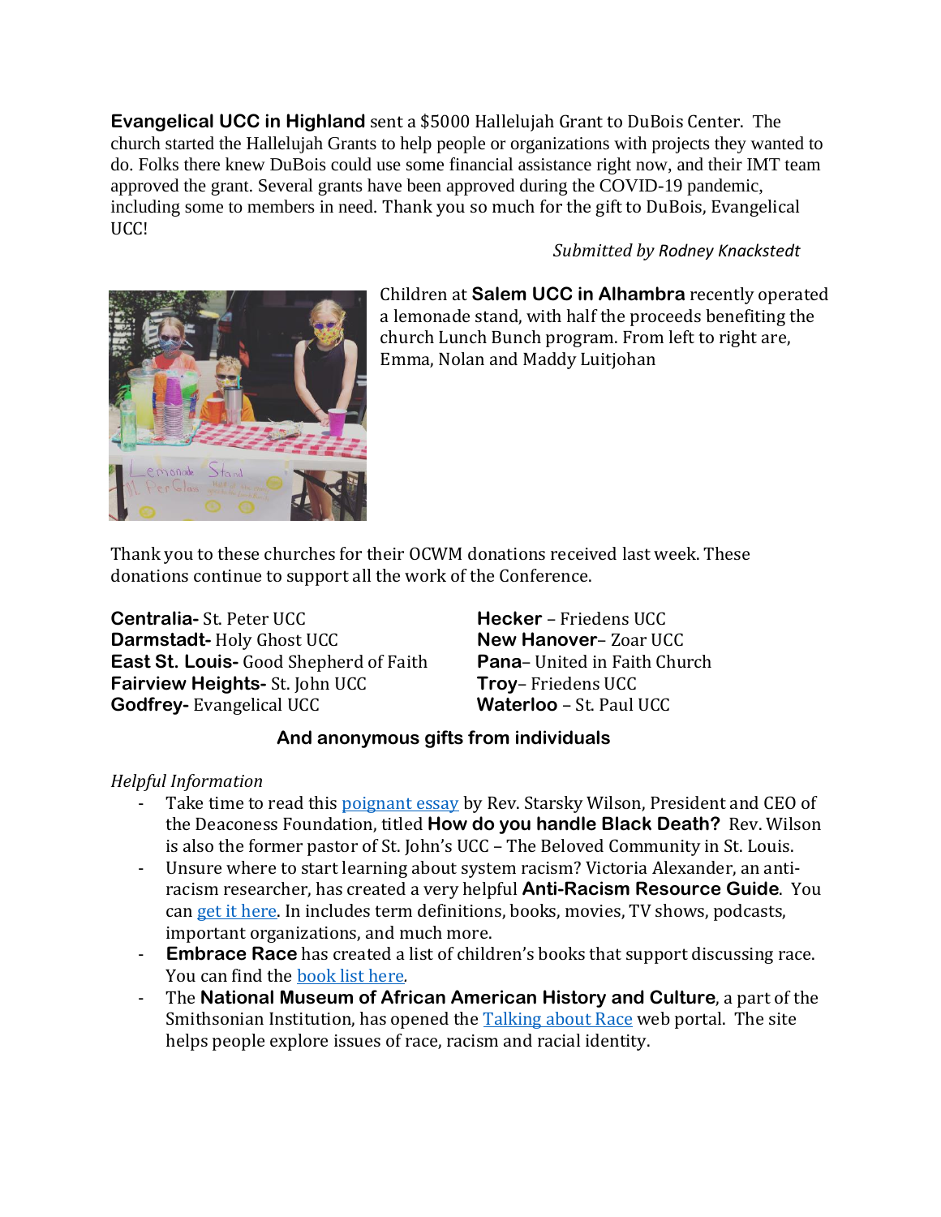**Evangelical UCC in Highland** sent a $5000 Hallelujah Grant to DuBois Center. The church started the Hallelujah Grants to help people or organizations with projects they wanted to do. Folks there knew DuBois could use some financial assistance right now, and their IMT team approved the grant. Several grants have been approved during the COVID-19 pandemic, including some to members in need. Thank you so much for the gift to DuBois, Evangelical UCC!

*Submitted by Rodney Knackstedt*

Children at **Salem UCC in Alhambra** recently operated a lemonade stand, with half the proceeds benefiting the church Lunch Bunch program. From left to right are, Emma, Nolan and Maddy Luitjohan

Thank you to these churches for their OCWM donations received last week. These donations continue to support all the work of the Conference.

**Centralia-** St. Peter UCC
**Darmstadt-** Holy Ghost UCC
**East St. Louis-** Good Shepherd of Faith
**Fairview Heights-** St. John UCC
**Godfrey-** Evangelical UCC
**Hecker** – Friedens UCC
**New Hanover**– Zoar UCC
**Pana**– United in Faith Church
**Troy**– Friedens UCC
**Waterloo** – St. Paul UCC

**And anonymous gifts from individuals**

*Helpful Information*

- Take time to read this poignant essay by Rev. Starsky Wilson, President and CEO of the Deaconess Foundation, titled **How do you handle Black Death?** Rev. Wilson is also the former pastor of St. John's UCC – The Beloved Community in St. Louis.
- Unsure where to start learning about system racism? Victoria Alexander, an anti-racism researcher, has created a very helpful **Anti-Racism Resource Guide**. You can get it here. In includes term definitions, books, movies, TV shows, podcasts, important organizations, and much more.
- **Embrace Race** has created a list of children's books that support discussing race. You can find the book list here.
- The **National Museum of African American History and Culture**, a part of the Smithsonian Institution, has opened the Talking about Race web portal. The site helps people explore issues of race, racism and racial identity.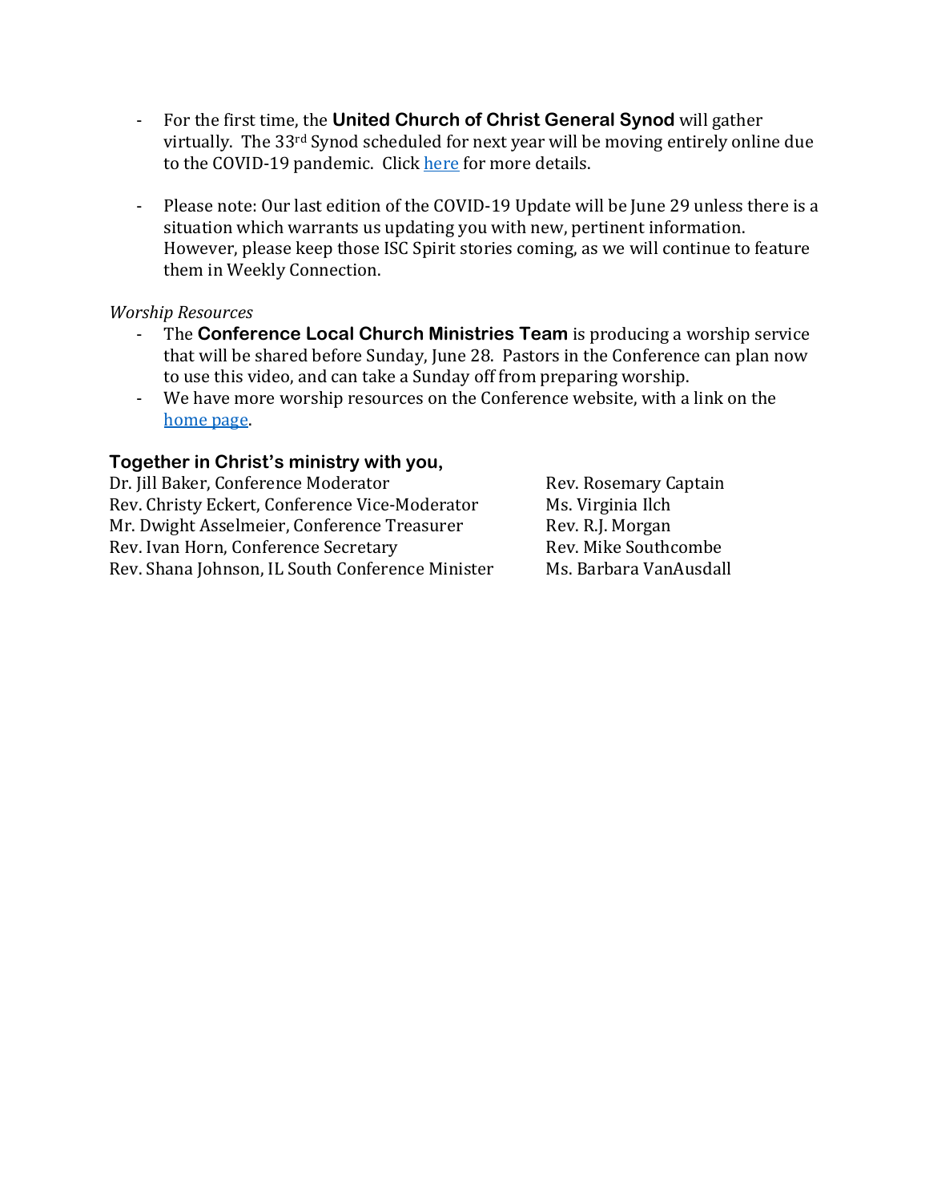- For the first time, the **United Church of Christ General Synod** will gather virtually. The 33rd Synod scheduled for next year will be moving entirely online due to the COVID-19 pandemic. Click [here]() for more details.

- Please note: Our last edition of the COVID-19 Update will be June 29 unless there is a situation which warrants us updating you with new, pertinent information. However, please keep those ISC Spirit stories coming, as we will continue to feature them in Weekly Connection.

*Worship Resources*

- The **Conference Local Church Ministries Team** is producing a worship service that will be shared before Sunday, June 28. Pastors in the Conference can plan now to use this video, and can take a Sunday off from preparing worship.
- We have more worship resources on the Conference website, with a link on the [home page]().

**Together in Christ's ministry with you,**

Dr. Jill Baker, Conference Moderator
Rev. Christy Eckert, Conference Vice-Moderator
Mr. Dwight Asselmeier, Conference Treasurer
Rev. Ivan Horn, Conference Secretary
Rev. Shana Johnson, IL South Conference Minister

Rev. Rosemary Captain
Ms. Virginia Ilch
Rev. R.J. Morgan
Rev. Mike Southcombe
Ms. Barbara VanAusdall